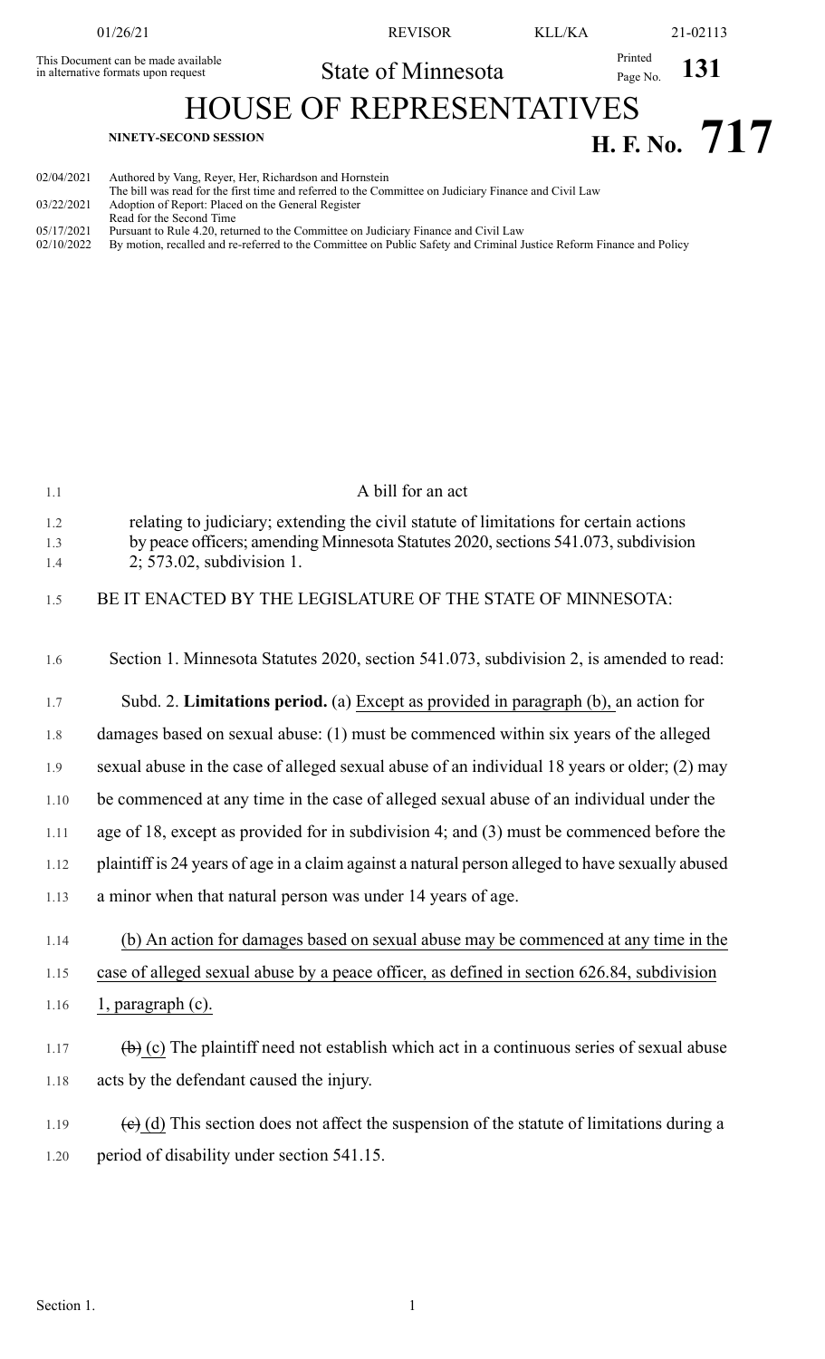01/26/21 REVISOR KLL/KA 21-02113

This Document can be made available in alternative formats upon request

State of Minnesota

# HOUSE OF REPRESENTATIVES

**NINETY-SECOND SESSION**

# H. F. No. 717

| | |
|---|---|
| 02/04/2021 | Authored by Vang, Reyer, Her, Richardson and Hornstein<br>The bill was read for the first time and referred to the Committee on Judiciary Finance and Civil Law |
| 03/22/2021 | Adoption of Report: Placed on the General Register<br>Read for the Second Time |
| 05/17/2021 | Pursuant to Rule 4.20, returned to the Committee on Judiciary Finance and Civil Law |
| 02/10/2022 | By motion, recalled and re-referred to the Committee on Public Safety and Criminal Justice Reform Finance and Policy |

A bill for an act

relating to judiciary; extending the civil statute of limitations for certain actions by peace officers; amending Minnesota Statutes 2020, sections 541.073, subdivision 2; 573.02, subdivision 1.

BE IT ENACTED BY THE LEGISLATURE OF THE STATE OF MINNESOTA:

Section 1. Minnesota Statutes 2020, section 541.073, subdivision 2, is amended to read:

Subd. 2. **Limitations period.** (a) Except as provided in paragraph (b), an action for damages based on sexual abuse: (1) must be commenced within six years of the alleged sexual abuse in the case of alleged sexual abuse of an individual 18 years or older; (2) may be commenced at any time in the case of alleged sexual abuse of an individual under the age of 18, except as provided for in subdivision 4; and (3) must be commenced before the plaintiff is 24 years of age in a claim against a natural person alleged to have sexually abused a minor when that natural person was under 14 years of age.

(b) An action for damages based on sexual abuse may be commenced at any time in the case of alleged sexual abuse by a peace officer, as defined in section 626.84, subdivision 1, paragraph (c).

~~(b)~~ (c) The plaintiff need not establish which act in a continuous series of sexual abuse acts by the defendant caused the injury.

~~(c)~~ (d) This section does not affect the suspension of the statute of limitations during a period of disability under section 541.15.

Section 1.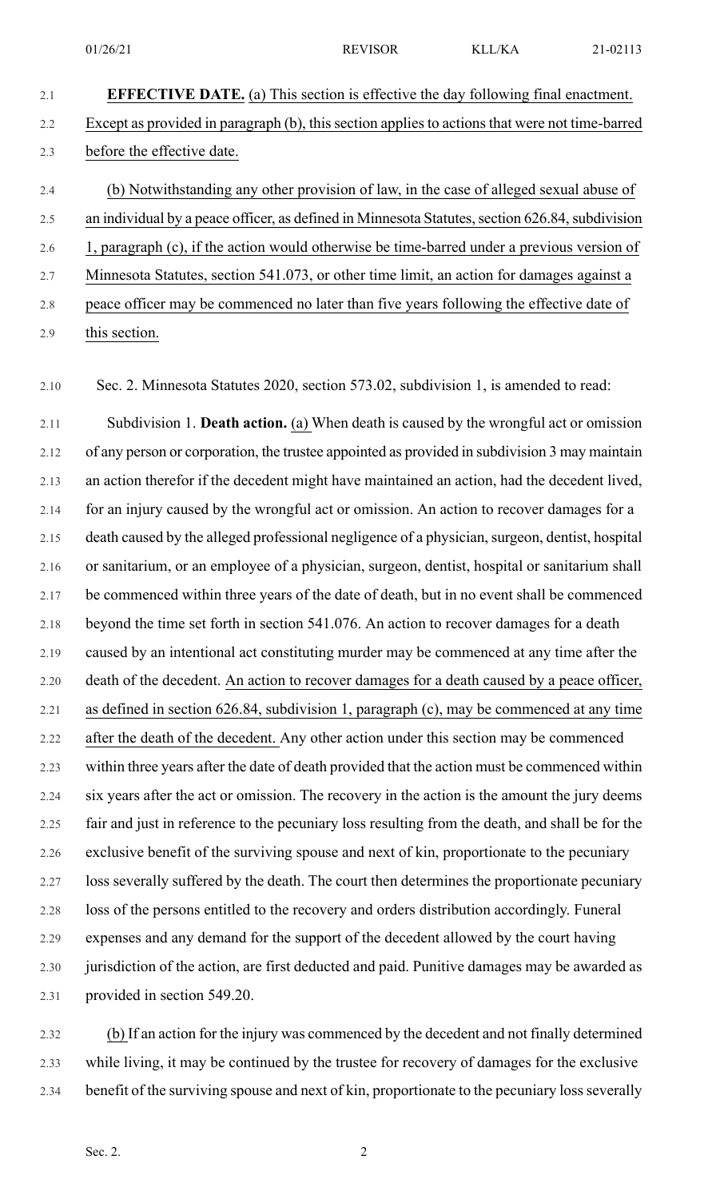**EFFECTIVE DATE.** (a) This section is effective the day following final enactment. Except as provided in paragraph (b), this section applies to actions that were not time-barred before the effective date.

(b) Notwithstanding any other provision of law, in the case of alleged sexual abuse of an individual by a peace officer, as defined in Minnesota Statutes, section 626.84, subdivision 1, paragraph (c), if the action would otherwise be time-barred under a previous version of Minnesota Statutes, section 541.073, or other time limit, an action for damages against a peace officer may be commenced no later than five years following the effective date of this section.

Sec. 2. Minnesota Statutes 2020, section 573.02, subdivision 1, is amended to read:

Subdivision 1. **Death action.** (a) When death is caused by the wrongful act or omission of any person or corporation, the trustee appointed as provided in subdivision 3 may maintain an action therefor if the decedent might have maintained an action, had the decedent lived, for an injury caused by the wrongful act or omission. An action to recover damages for a death caused by the alleged professional negligence of a physician, surgeon, dentist, hospital or sanitarium, or an employee of a physician, surgeon, dentist, hospital or sanitarium shall be commenced within three years of the date of death, but in no event shall be commenced beyond the time set forth in section 541.076. An action to recover damages for a death caused by an intentional act constituting murder may be commenced at any time after the death of the decedent. An action to recover damages for a death caused by a peace officer, as defined in section 626.84, subdivision 1, paragraph (c), may be commenced at any time after the death of the decedent. Any other action under this section may be commenced within three years after the date of death provided that the action must be commenced within six years after the act or omission. The recovery in the action is the amount the jury deems fair and just in reference to the pecuniary loss resulting from the death, and shall be for the exclusive benefit of the surviving spouse and next of kin, proportionate to the pecuniary loss severally suffered by the death. The court then determines the proportionate pecuniary loss of the persons entitled to the recovery and orders distribution accordingly. Funeral expenses and any demand for the support of the decedent allowed by the court having jurisdiction of the action, are first deducted and paid. Punitive damages may be awarded as provided in section 549.20.

(b) If an action for the injury was commenced by the decedent and not finally determined while living, it may be continued by the trustee for recovery of damages for the exclusive benefit of the surviving spouse and next of kin, proportionate to the pecuniary loss severally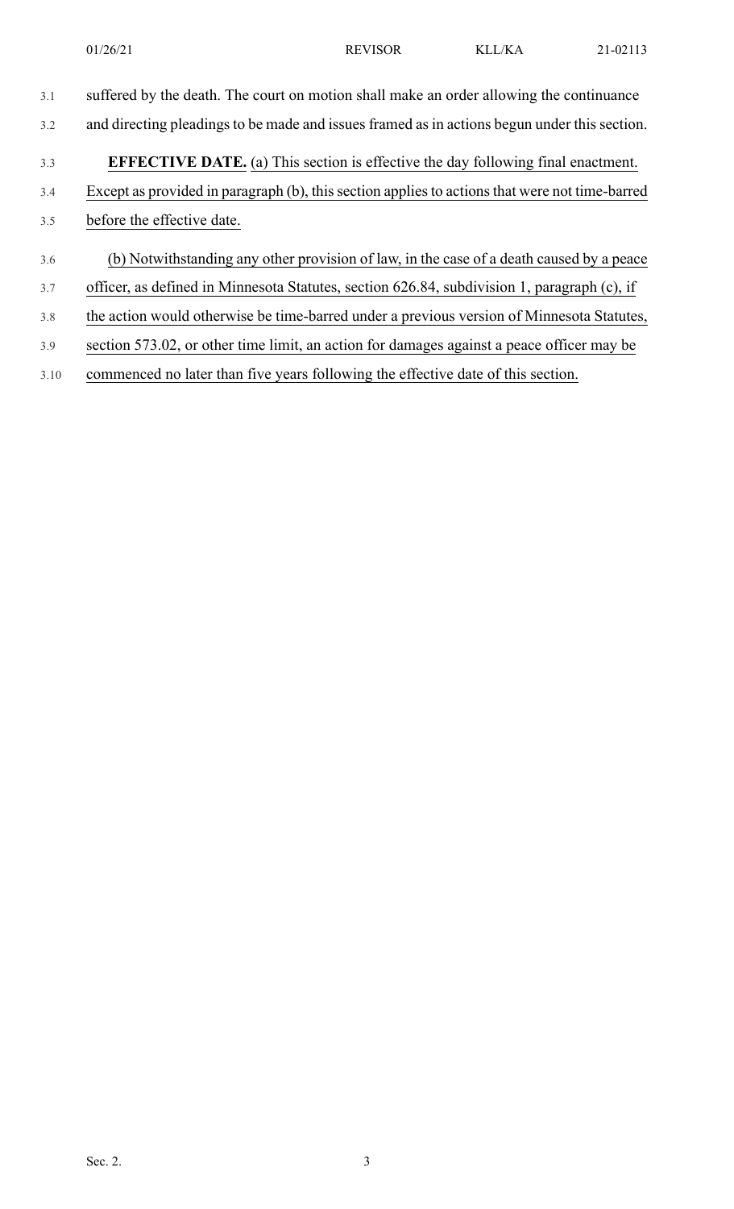suffered by the death. The court on motion shall make an order allowing the continuance and directing pleadings to be made and issues framed as in actions begun under this section.

**EFFECTIVE DATE.** (a) This section is effective the day following final enactment. Except as provided in paragraph (b), this section applies to actions that were not time-barred before the effective date.

(b) Notwithstanding any other provision of law, in the case of a death caused by a peace officer, as defined in Minnesota Statutes, section 626.84, subdivision 1, paragraph (c), if the action would otherwise be time-barred under a previous version of Minnesota Statutes, section 573.02, or other time limit, an action for damages against a peace officer may be commenced no later than five years following the effective date of this section.